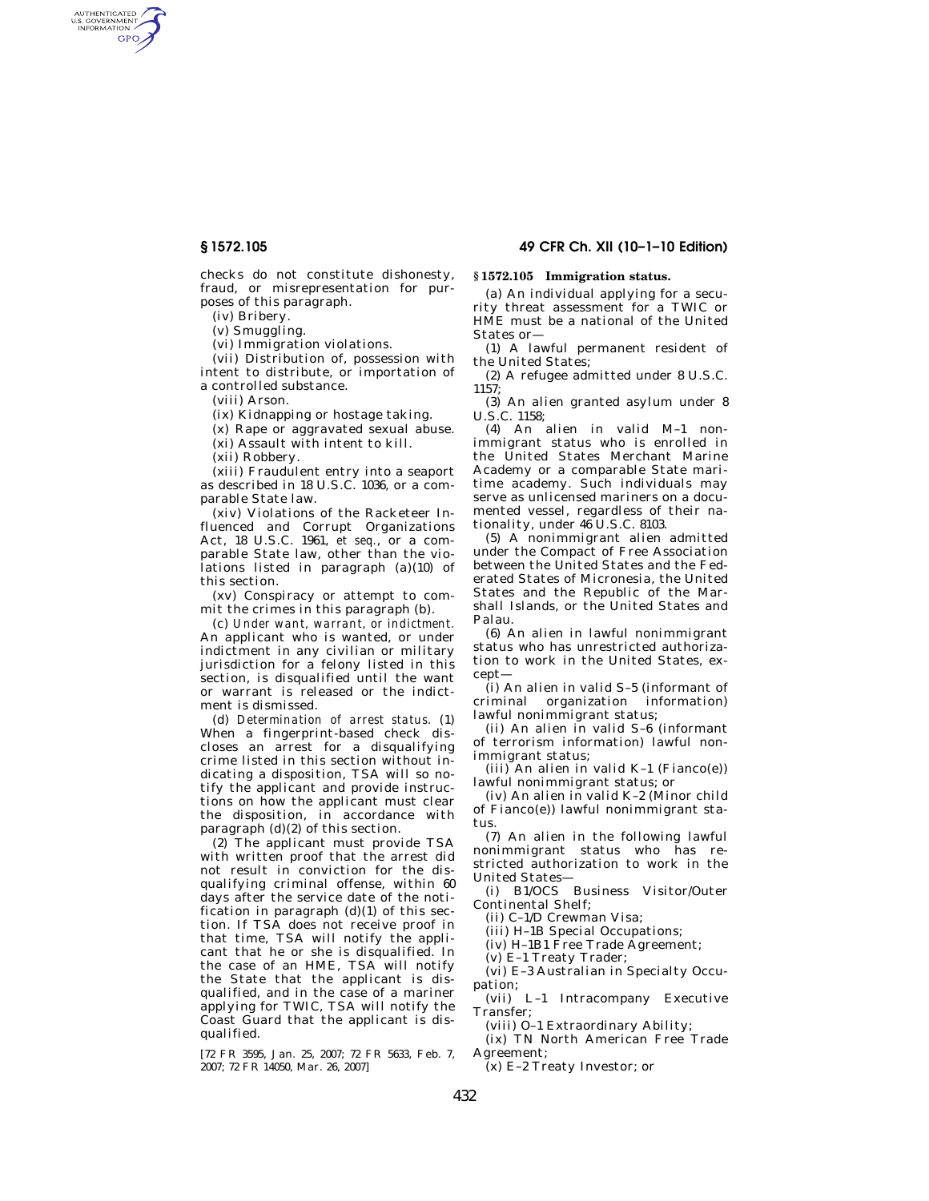checks do not constitute dishonesty, fraud, or misrepresentation for purposes of this paragraph.

(iv) Bribery.

(v) Smuggling.

(vi) Immigration violations.

(vii) Distribution of, possession with intent to distribute, or importation of a controlled substance.

(viii) Arson.

(ix) Kidnapping or hostage taking.

(x) Rape or aggravated sexual abuse.

(xi) Assault with intent to kill.

(xii) Robbery.

(xiii) Fraudulent entry into a seaport as described in 18 U.S.C. 1036, or a comparable State law.

(xiv) Violations of the Racketeer Influenced and Corrupt Organizations Act, 18 U.S.C. 1961, *et seq.*, or a comparable State law, other than the violations listed in paragraph (a)(10) of this section.

(xv) Conspiracy or attempt to commit the crimes in this paragraph (b).

(c) *Under want, warrant, or indictment.* An applicant who is wanted, or under indictment in any civilian or military jurisdiction for a felony listed in this section, is disqualified until the want or warrant is released or the indictment is dismissed.

(d) *Determination of arrest status.* (1) When a fingerprint-based check discloses an arrest for a disqualifying crime listed in this section without indicating a disposition, TSA will so notify the applicant and provide instructions on how the applicant must clear the disposition, in accordance with paragraph (d)(2) of this section.

(2) The applicant must provide TSA with written proof that the arrest did not result in conviction for the disqualifying criminal offense, within 60 days after the service date of the notification in paragraph (d)(1) of this section. If TSA does not receive proof in that time, TSA will notify the applicant that he or she is disqualified. In the case of an HME, TSA will notify the State that the applicant is disqualified, and in the case of a mariner applying for TWIC, TSA will notify the Coast Guard that the applicant is disqualified.

[72 FR 3595, Jan. 25, 2007; 72 FR 5633, Feb. 7, 2007; 72 FR 14050, Mar. 26, 2007]

## § 1572.105 Immigration status.

(a) An individual applying for a security threat assessment for a TWIC or HME must be a national of the United States or—

(1) A lawful permanent resident of the United States;

(2) A refugee admitted under 8 U.S.C. 1157;

(3) An alien granted asylum under 8 U.S.C. 1158;

(4) An alien in valid M–1 nonimmigrant status who is enrolled in the United States Merchant Marine Academy or a comparable State maritime academy. Such individuals may serve as unlicensed mariners on a documented vessel, regardless of their nationality, under 46 U.S.C. 8103.

(5) A nonimmigrant alien admitted under the Compact of Free Association between the United States and the Federated States of Micronesia, the United States and the Republic of the Marshall Islands, or the United States and Palau.

(6) An alien in lawful nonimmigrant status who has unrestricted authorization to work in the United States, except—

(i) An alien in valid S–5 (informant of criminal organization information) lawful nonimmigrant status;

(ii) An alien in valid S–6 (informant of terrorism information) lawful nonimmigrant status;

(iii) An alien in valid K–1 (Fianco(e)) lawful nonimmigrant status; or

(iv) An alien in valid K–2 (Minor child of Fianco(e)) lawful nonimmigrant status.

(7) An alien in the following lawful nonimmigrant status who has restricted authorization to work in the United States—

(i) B1/OCS Business Visitor/Outer Continental Shelf;

(ii) C–1/D Crewman Visa;

(iii) H–1B Special Occupations;

(iv) H–1B1 Free Trade Agreement;

(v) E–1 Treaty Trader;

(vi) E–3 Australian in Specialty Occupation;

(vii) L–1 Intracompany Executive Transfer;

(viii) O–1 Extraordinary Ability;

(ix) TN North American Free Trade Agreement;

(x) E–2 Treaty Investor; or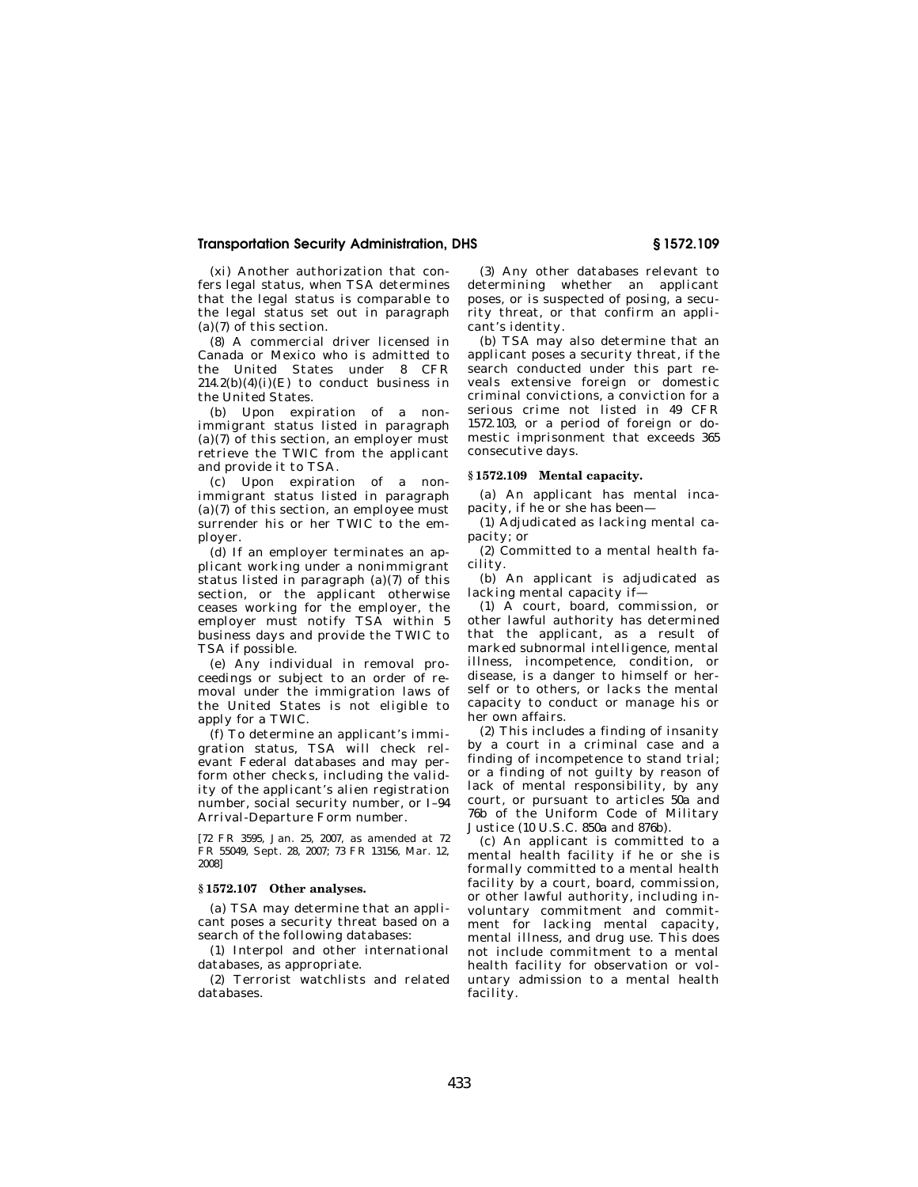(xi) Another authorization that confers legal status, when TSA determines that the legal status is comparable to the legal status set out in paragraph (a)(7) of this section.

(8) A commercial driver licensed in Canada or Mexico who is admitted to the United States under 8 CFR 214.2(b)(4)(i)(E) to conduct business in the United States.

(b) Upon expiration of a nonimmigrant status listed in paragraph (a)(7) of this section, an employer must retrieve the TWIC from the applicant and provide it to TSA.

(c) Upon expiration of a nonimmigrant status listed in paragraph (a)(7) of this section, an employee must surrender his or her TWIC to the employer.

(d) If an employer terminates an applicant working under a nonimmigrant status listed in paragraph (a)(7) of this section, or the applicant otherwise ceases working for the employer, the employer must notify TSA within 5 business days and provide the TWIC to TSA if possible.

(e) Any individual in removal proceedings or subject to an order of removal under the immigration laws of the United States is not eligible to apply for a TWIC.

(f) To determine an applicant's immigration status, TSA will check relevant Federal databases and may perform other checks, including the validity of the applicant's alien registration number, social security number, or I–94 Arrival-Departure Form number.

[72 FR 3595, Jan. 25, 2007, as amended at 72 FR 55049, Sept. 28, 2007; 73 FR 13156, Mar. 12, 2008]

## § 1572.107 Other analyses.

(a) TSA may determine that an applicant poses a security threat based on a search of the following databases:

(1) Interpol and other international databases, as appropriate.

(2) Terrorist watchlists and related databases.

(3) Any other databases relevant to determining whether an applicant poses, or is suspected of posing, a security threat, or that confirm an applicant's identity.

(b) TSA may also determine that an applicant poses a security threat, if the search conducted under this part reveals extensive foreign or domestic criminal convictions, a conviction for a serious crime not listed in 49 CFR 1572.103, or a period of foreign or domestic imprisonment that exceeds 365 consecutive days.

## § 1572.109 Mental capacity.

(a) An applicant has mental incapacity, if he or she has been—

(1) Adjudicated as lacking mental capacity; or

(2) Committed to a mental health facility.

(b) An applicant is adjudicated as lacking mental capacity if—

(1) A court, board, commission, or other lawful authority has determined that the applicant, as a result of marked subnormal intelligence, mental illness, incompetence, condition, or disease, is a danger to himself or herself or to others, or lacks the mental capacity to conduct or manage his or her own affairs.

(2) This includes a finding of insanity by a court in a criminal case and a finding of incompetence to stand trial; or a finding of not guilty by reason of lack of mental responsibility, by any court, or pursuant to articles 50a and 76b of the Uniform Code of Military Justice (10 U.S.C. 850a and 876b).

(c) An applicant is committed to a mental health facility if he or she is formally committed to a mental health facility by a court, board, commission, or other lawful authority, including involuntary commitment and commitment for lacking mental capacity, mental illness, and drug use. This does not include commitment to a mental health facility for observation or voluntary admission to a mental health facility.